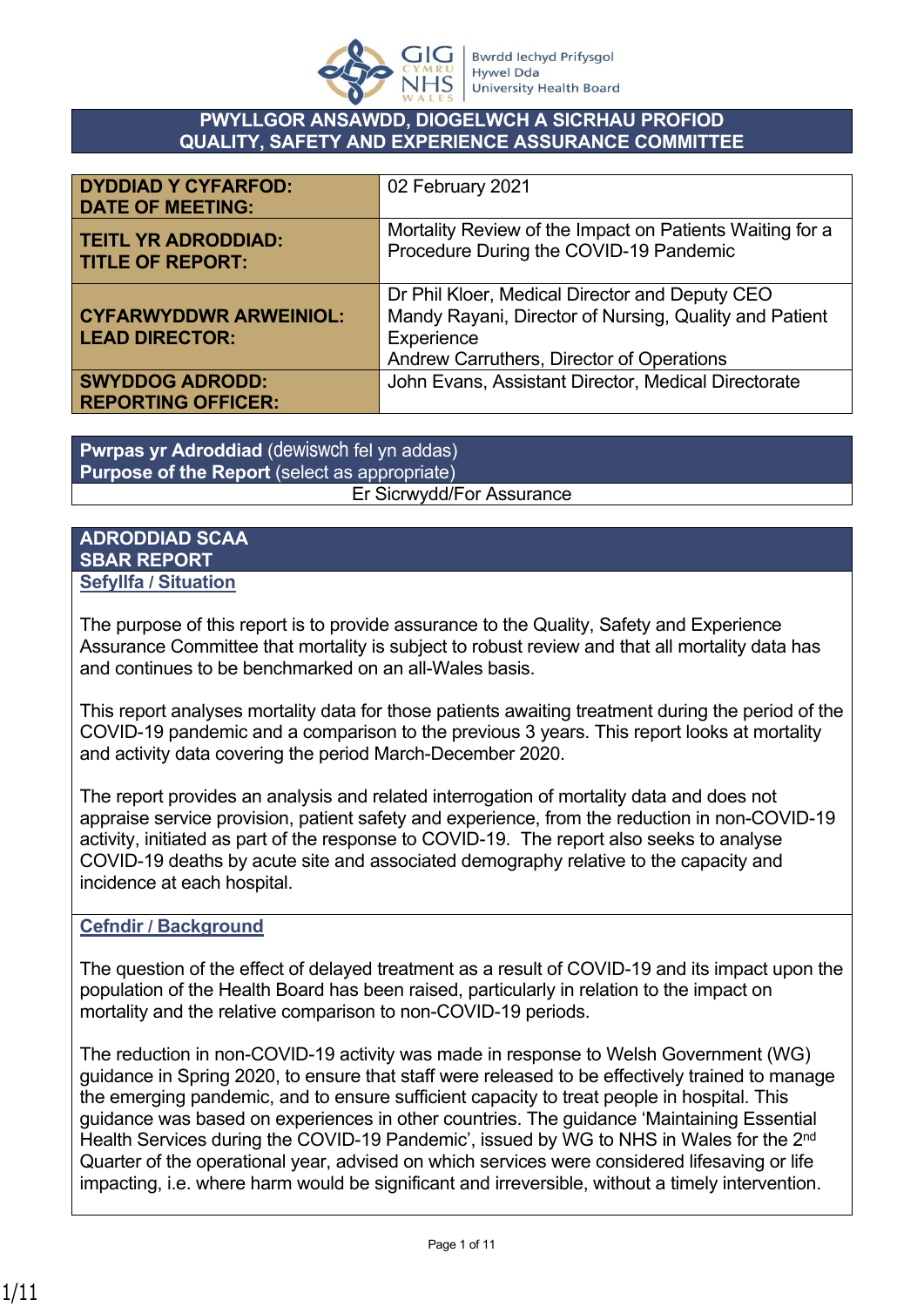Bwrdd Iechyd Prifysgol Hywel Dda University Health Board

# PWYLLGOR ANSAWDD, DIOGELWCH A SICRHAU PROFIOD
# QUALITY, SAFETY AND EXPERIENCE ASSURANCE COMMITTEE

| | |
|---|---|
| **DYDDIAD Y CYFARFOD:**<br>**DATE OF MEETING:** | 02 February 2021 |
| **TEITL YR ADRODDIAD:**<br>**TITLE OF REPORT:** | Mortality Review of the Impact on Patients Waiting for a Procedure During the COVID-19 Pandemic |
| **CYFARWYDDWR ARWEINIOL:**<br>**LEAD DIRECTOR:** | Dr Phil Kloer, Medical Director and Deputy CEO<br>Mandy Rayani, Director of Nursing, Quality and Patient Experience<br>Andrew Carruthers, Director of Operations |
| **SWYDDOG ADRODD:**<br>**REPORTING OFFICER:** | John Evans, Assistant Director, Medical Directorate |

| **Pwrpas yr Adroddiad** (dewiswch fel yn addas)<br>**Purpose of the Report** (select as appropriate) |
|---|
| Er Sicrwydd/For Assurance |

## ADRODDIAD SCAA
## SBAR REPORT

### Sefyllfa / Situation

The purpose of this report is to provide assurance to the Quality, Safety and Experience Assurance Committee that mortality is subject to robust review and that all mortality data has and continues to be benchmarked on an all-Wales basis.

This report analyses mortality data for those patients awaiting treatment during the period of the COVID-19 pandemic and a comparison to the previous 3 years. This report looks at mortality and activity data covering the period March-December 2020.

The report provides an analysis and related interrogation of mortality data and does not appraise service provision, patient safety and experience, from the reduction in non-COVID-19 activity, initiated as part of the response to COVID-19. The report also seeks to analyse COVID-19 deaths by acute site and associated demography relative to the capacity and incidence at each hospital.

### Cefndir / Background

The question of the effect of delayed treatment as a result of COVID-19 and its impact upon the population of the Health Board has been raised, particularly in relation to the impact on mortality and the relative comparison to non-COVID-19 periods.

The reduction in non-COVID-19 activity was made in response to Welsh Government (WG) guidance in Spring 2020, to ensure that staff were released to be effectively trained to manage the emerging pandemic, and to ensure sufficient capacity to treat people in hospital. This guidance was based on experiences in other countries. The guidance 'Maintaining Essential Health Services during the COVID-19 Pandemic', issued by WG to NHS in Wales for the 2nd Quarter of the operational year, advised on which services were considered lifesaving or life impacting, i.e. where harm would be significant and irreversible, without a timely intervention.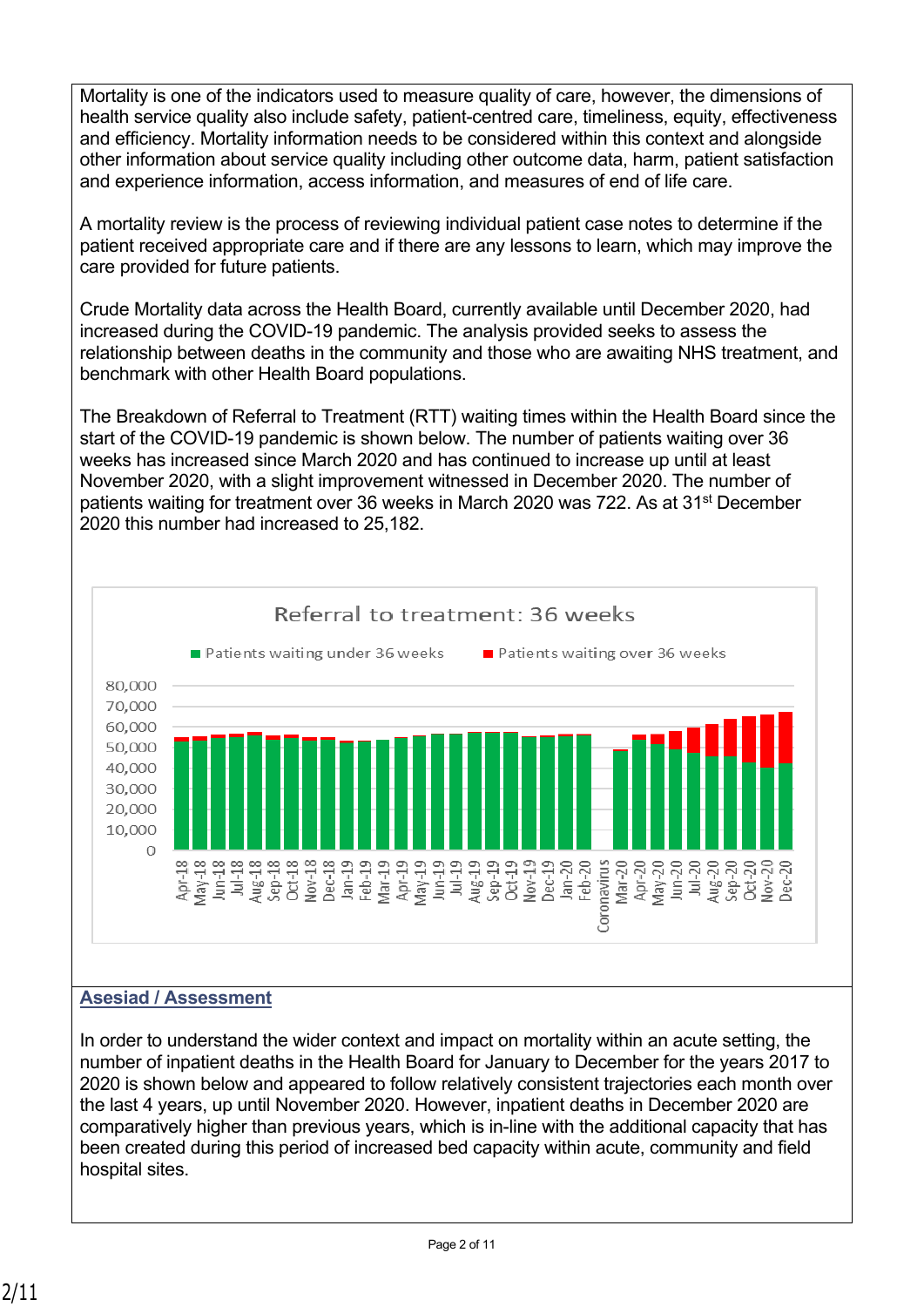Mortality is one of the indicators used to measure quality of care, however, the dimensions of health service quality also include safety, patient-centred care, timeliness, equity, effectiveness and efficiency. Mortality information needs to be considered within this context and alongside other information about service quality including other outcome data, harm, patient satisfaction and experience information, access information, and measures of end of life care.

A mortality review is the process of reviewing individual patient case notes to determine if the patient received appropriate care and if there are any lessons to learn, which may improve the care provided for future patients.

Crude Mortality data across the Health Board, currently available until December 2020, had increased during the COVID-19 pandemic. The analysis provided seeks to assess the relationship between deaths in the community and those who are awaiting NHS treatment, and benchmark with other Health Board populations.

The Breakdown of Referral to Treatment (RTT) waiting times within the Health Board since the start of the COVID-19 pandemic is shown below. The number of patients waiting over 36 weeks has increased since March 2020 and has continued to increase up until at least November 2020, with a slight improvement witnessed in December 2020. The number of patients waiting for treatment over 36 weeks in March 2020 was 722. As at 31st December 2020 this number had increased to 25,182.

## Asesiad / Assessment

In order to understand the wider context and impact on mortality within an acute setting, the number of inpatient deaths in the Health Board for January to December for the years 2017 to 2020 is shown below and appeared to follow relatively consistent trajectories each month over the last 4 years, up until November 2020. However, inpatient deaths in December 2020 are comparatively higher than previous years, which is in-line with the additional capacity that has been created during this period of increased bed capacity within acute, community and field hospital sites.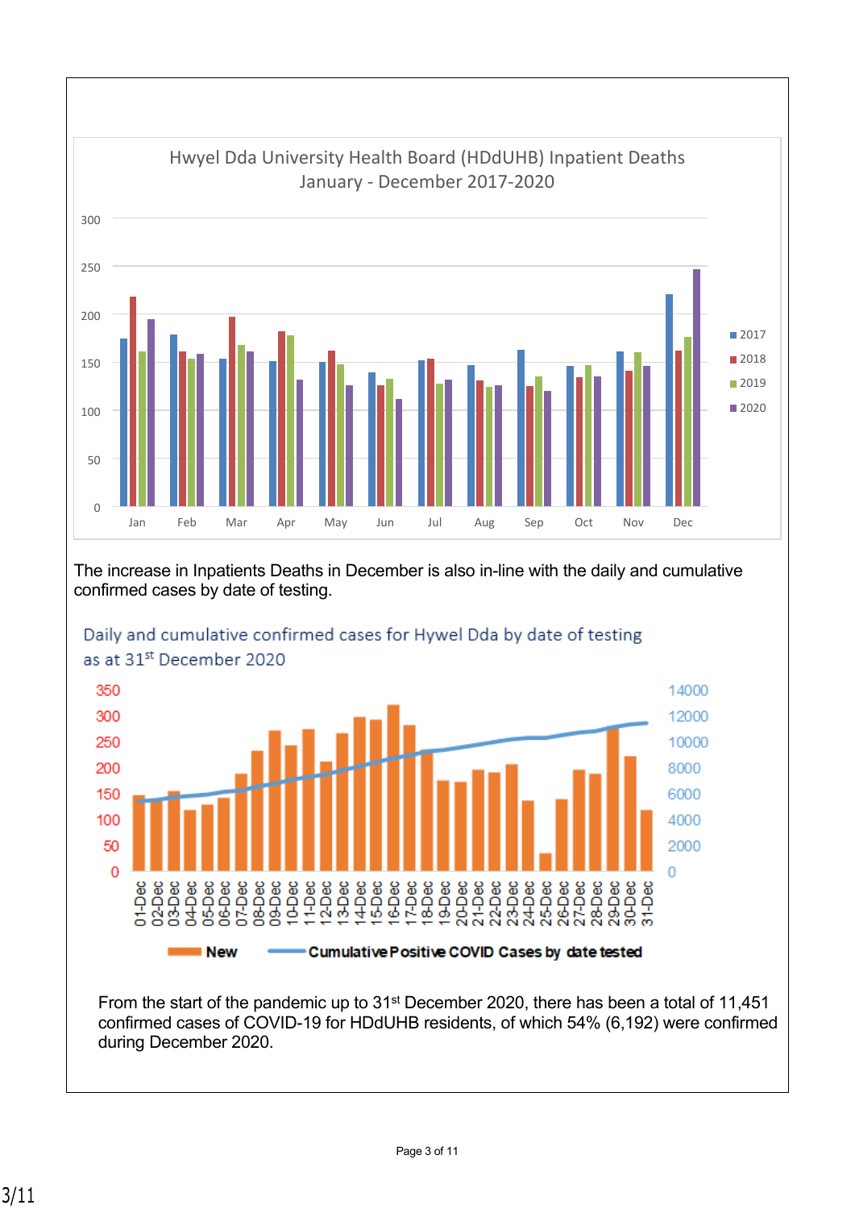Hwyel Dda University Health Board (HDdUHB) Inpatient Deaths January - December 2017-2020

The increase in Inpatients Deaths in December is also in-line with the daily and cumulative confirmed cases by date of testing.

Daily and cumulative confirmed cases for Hywel Dda by date of testing as at 31st December 2020

From the start of the pandemic up to 31st December 2020, there has been a total of 11,451 confirmed cases of COVID-19 for HDdUHB residents, of which 54% (6,192) were confirmed during December 2020.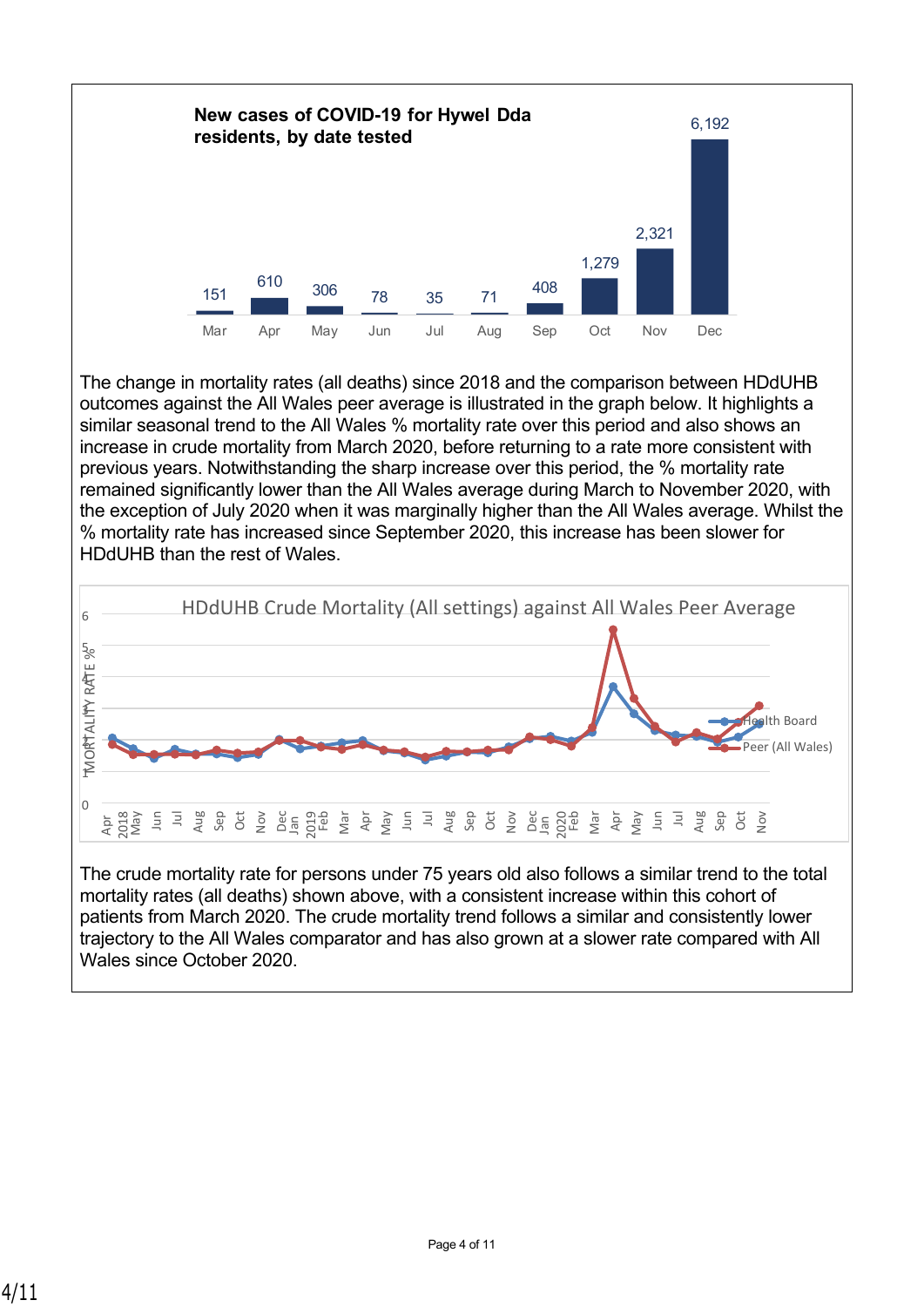**New cases of COVID-19 for Hywel Dda residents, by date tested**

| Month | New cases |
|---|---|
| Mar | 151 |
| Apr | 610 |
| May | 306 |
| Jun | 78 |
| Jul | 35 |
| Aug | 71 |
| Sep | 408 |
| Oct | 1,279 |
| Nov | 2,321 |
| Dec | 6,192 |

The change in mortality rates (all deaths) since 2018 and the comparison between HDdUHB outcomes against the All Wales peer average is illustrated in the graph below. It highlights a similar seasonal trend to the All Wales % mortality rate over this period and also shows an increase in crude mortality from March 2020, before returning to a rate more consistent with previous years. Notwithstanding the sharp increase over this period, the % mortality rate remained significantly lower than the All Wales average during March to November 2020, with the exception of July 2020 when it was marginally higher than the All Wales average. Whilst the % mortality rate has increased since September 2020, this increase has been slower for HDdUHB than the rest of Wales.

**HDdUHB Crude Mortality (All settings) against All Wales Peer Average**

(Line chart: MORTALITY RATE % on y-axis from 0 to 6; x-axis from Apr 2018 to Nov 2020; series: Health Board, Peer (All Wales))

The crude mortality rate for persons under 75 years old also follows a similar trend to the total mortality rates (all deaths) shown above, with a consistent increase within this cohort of patients from March 2020. The crude mortality trend follows a similar and consistently lower trajectory to the All Wales comparator and has also grown at a slower rate compared with All Wales since October 2020.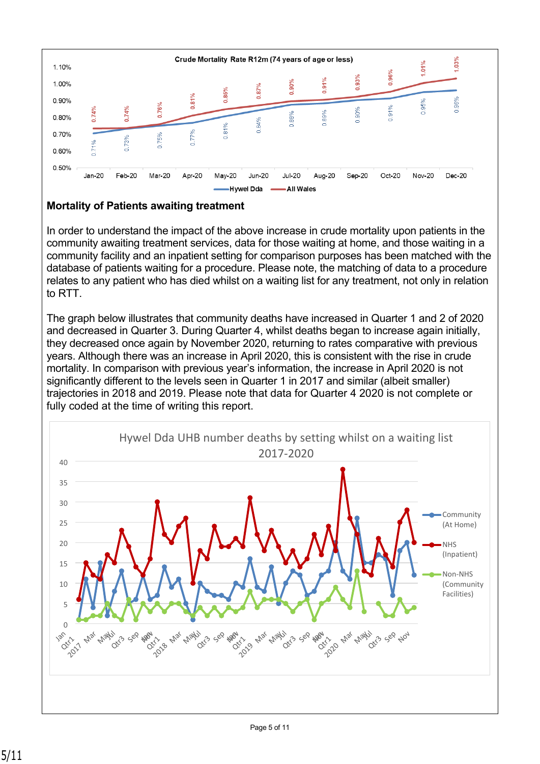Crude Mortality Rate R12m (74 years of age or less)

| | Jan-20 | Feb-20 | Mar-20 | Apr-20 | May-20 | Jun-20 | Jul-20 | Aug-20 | Sep-20 | Oct-20 | Nov-20 | Dec-20 |
|---|---|---|---|---|---|---|---|---|---|---|---|---|
| Hywel Dda | 0.71% | 0.73% | 0.75% | 0.77% | 0.81% | 0.84% | 0.88% | 0.89% | 0.90% | 0.91% | 0.95% | 0.96% |
| All Wales | 0.74% | 0.74% | 0.76% | 0.81% | 0.85% | 0.87% | 0.90% | 0.91% | 0.93% | 0.96% | 1.01% | 1.03% |

**Mortality of Patients awaiting treatment**

In order to understand the impact of the above increase in crude mortality upon patients in the community awaiting treatment services, data for those waiting at home, and those waiting in a community facility and an inpatient setting for comparison purposes has been matched with the database of patients waiting for a procedure. Please note, the matching of data to a procedure relates to any patient who has died whilst on a waiting list for any treatment, not only in relation to RTT.

The graph below illustrates that community deaths have increased in Quarter 1 and 2 of 2020 and decreased in Quarter 3. During Quarter 4, whilst deaths began to increase again initially, they decreased once again by November 2020, returning to rates comparative with previous years. Although there was an increase in April 2020, this is consistent with the rise in crude mortality. In comparison with previous year's information, the increase in April 2020 is not significantly different to the levels seen in Quarter 1 in 2017 and similar (albeit smaller) trajectories in 2018 and 2019. Please note that data for Quarter 4 2020 is not complete or fully coded at the time of writing this report.

Hywel Dda UHB number deaths by setting whilst on a waiting list 2017-2020

Legend: Community (At Home); NHS (Inpatient); Non-NHS (Community Facilities)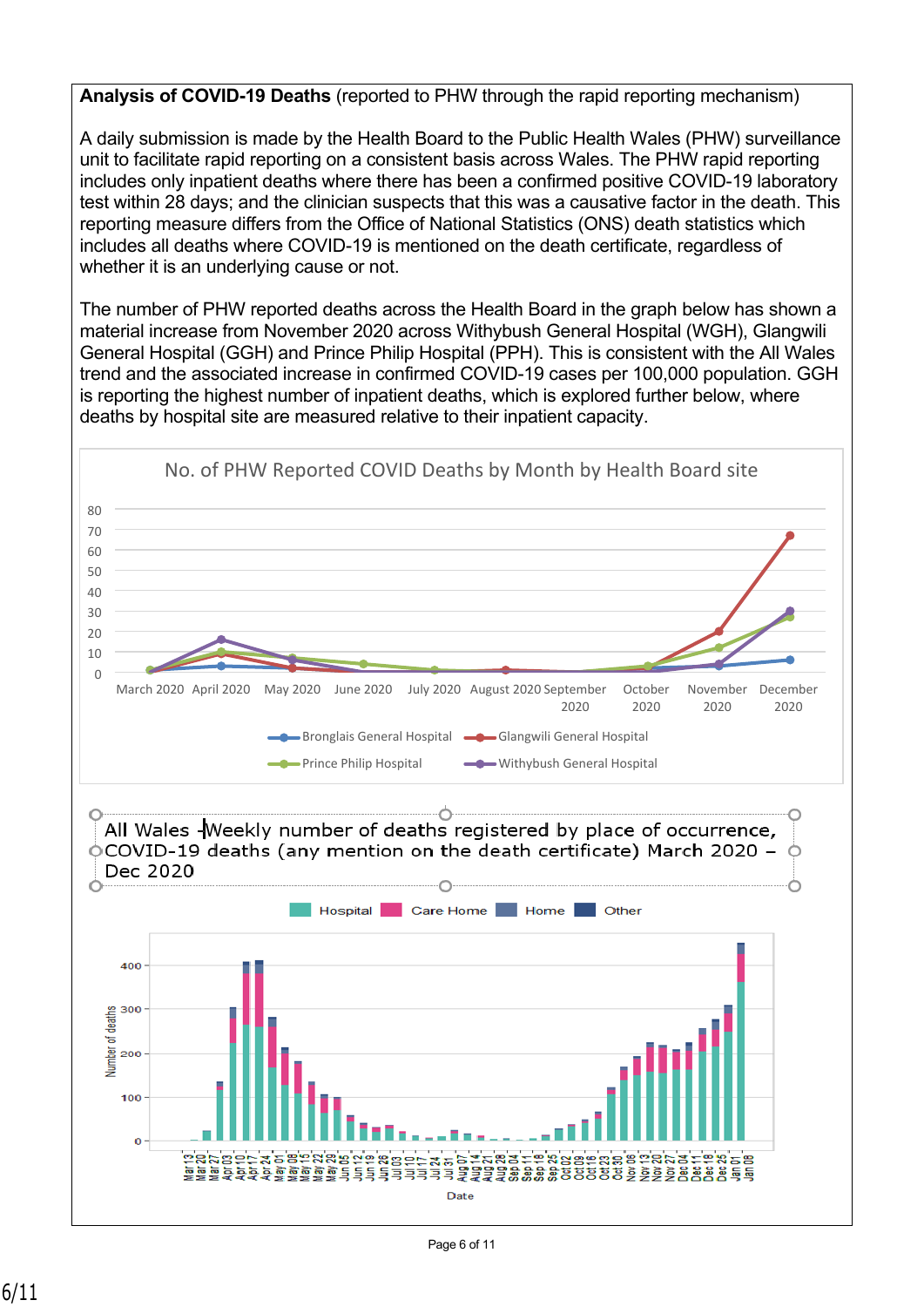**Analysis of COVID-19 Deaths** (reported to PHW through the rapid reporting mechanism)

A daily submission is made by the Health Board to the Public Health Wales (PHW) surveillance unit to facilitate rapid reporting on a consistent basis across Wales. The PHW rapid reporting includes only inpatient deaths where there has been a confirmed positive COVID-19 laboratory test within 28 days; and the clinician suspects that this was a causative factor in the death. This reporting measure differs from the Office of National Statistics (ONS) death statistics which includes all deaths where COVID-19 is mentioned on the death certificate, regardless of whether it is an underlying cause or not.

The number of PHW reported deaths across the Health Board in the graph below has shown a material increase from November 2020 across Withybush General Hospital (WGH), Glangwili General Hospital (GGH) and Prince Philip Hospital (PPH). This is consistent with the All Wales trend and the associated increase in confirmed COVID-19 cases per 100,000 population. GGH is reporting the highest number of inpatient deaths, which is explored further below, where deaths by hospital site are measured relative to their inpatient capacity.

No. of PHW Reported COVID Deaths by Month by Health Board site

All Wales -Weekly number of deaths registered by place of occurrence, COVID-19 deaths (any mention on the death certificate) March 2020 – Dec 2020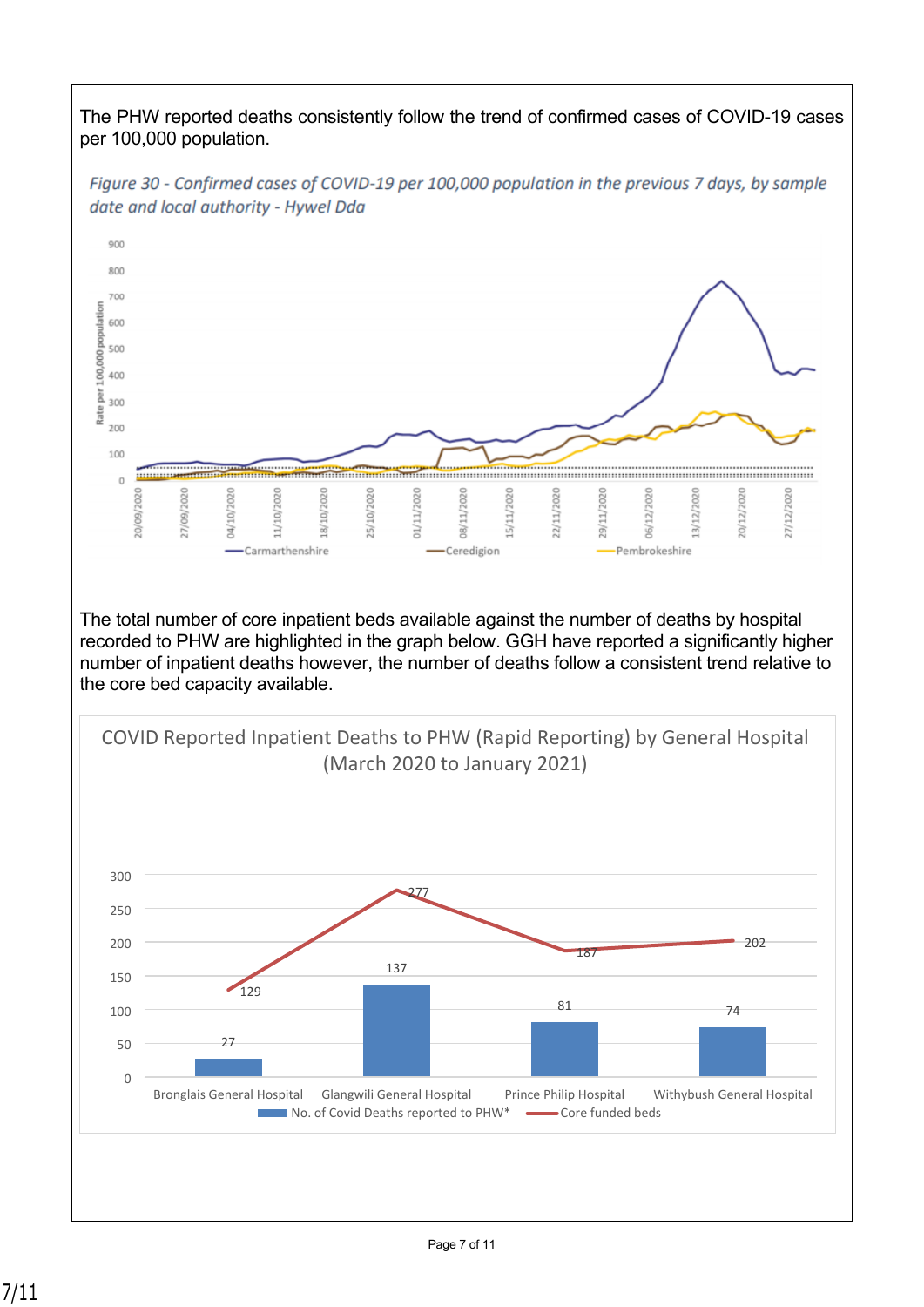The PHW reported deaths consistently follow the trend of confirmed cases of COVID-19 cases per 100,000 population.

*Figure 30 - Confirmed cases of COVID-19 per 100,000 population in the previous 7 days, by sample date and local authority - Hywel Dda*

The total number of core inpatient beds available against the number of deaths by hospital recorded to PHW are highlighted in the graph below. GGH have reported a significantly higher number of inpatient deaths however, the number of deaths follow a consistent trend relative to the core bed capacity available.

COVID Reported Inpatient Deaths to PHW (Rapid Reporting) by General Hospital (March 2020 to January 2021)

| Hospital | No. of Covid Deaths reported to PHW* | Core funded beds |
|---|---|---|
| Bronglais General Hospital | 27 | 129 |
| Glangwili General Hospital | 137 | 277 |
| Prince Philip Hospital | 81 | 187 |
| Withybush General Hospital | 74 | 202 |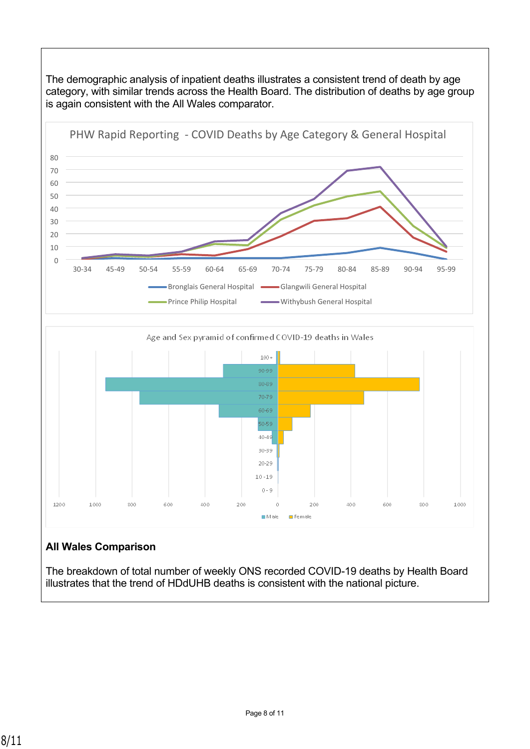The demographic analysis of inpatient deaths illustrates a consistent trend of death by age category, with similar trends across the Health Board. The distribution of deaths by age group is again consistent with the All Wales comparator.

PHW Rapid Reporting - COVID Deaths by Age Category & General Hospital

Age and Sex pyramid of confirmed COVID-19 deaths in Wales

## All Wales Comparison

The breakdown of total number of weekly ONS recorded COVID-19 deaths by Health Board illustrates that the trend of HDdUHB deaths is consistent with the national picture.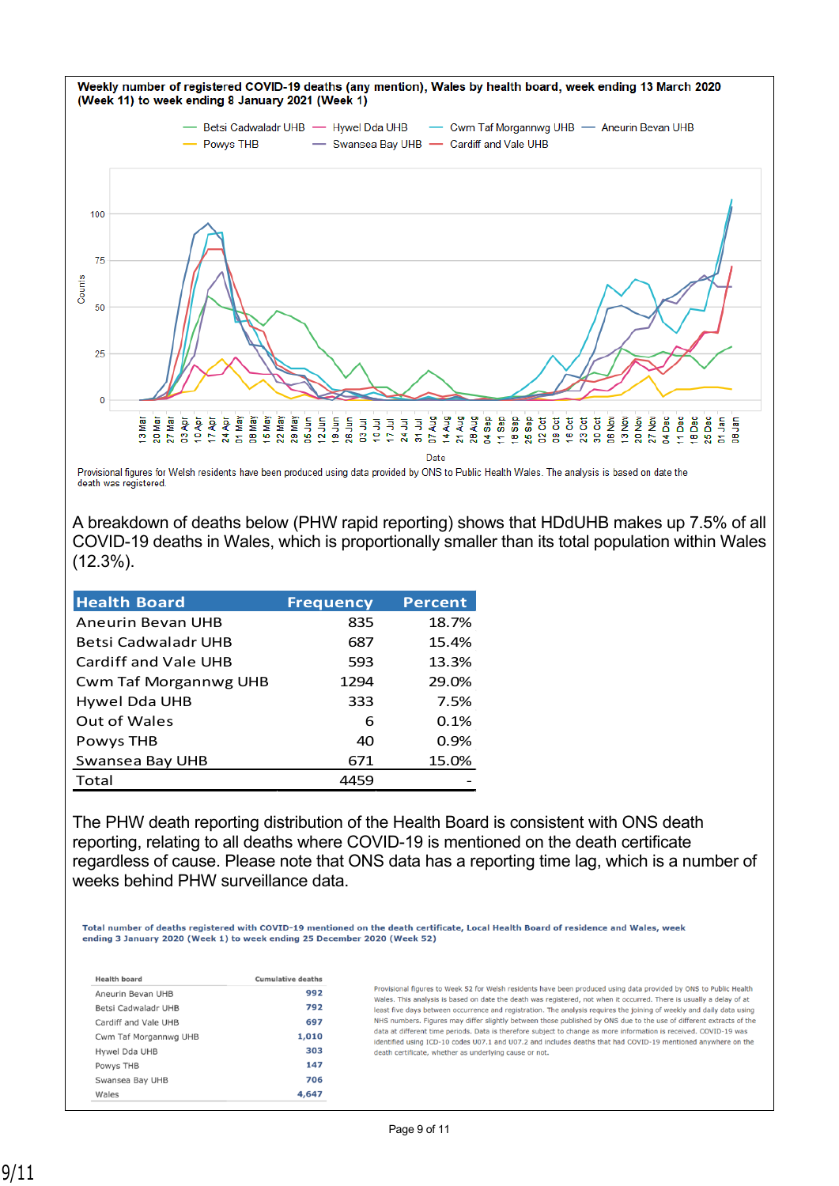**Weekly number of registered COVID-19 deaths (any mention), Wales by health board, week ending 13 March 2020 (Week 11) to week ending 8 January 2021 (Week 1)**

Provisional figures for Welsh residents have been produced using data provided by ONS to Public Health Wales. The analysis is based on date the death was registered.

A breakdown of deaths below (PHW rapid reporting) shows that HDdUHB makes up 7.5% of all COVID-19 deaths in Wales, which is proportionally smaller than its total population within Wales (12.3%).

| Health Board | Frequency | Percent |
|---|---|---|
| Aneurin Bevan UHB | 835 | 18.7% |
| Betsi Cadwaladr UHB | 687 | 15.4% |
| Cardiff and Vale UHB | 593 | 13.3% |
| Cwm Taf Morgannwg UHB | 1294 | 29.0% |
| Hywel Dda UHB | 333 | 7.5% |
| Out of Wales | 6 | 0.1% |
| Powys THB | 40 | 0.9% |
| Swansea Bay UHB | 671 | 15.0% |
| Total | 4459 | - |

The PHW death reporting distribution of the Health Board is consistent with ONS death reporting, relating to all deaths where COVID-19 is mentioned on the death certificate regardless of cause. Please note that ONS data has a reporting time lag, which is a number of weeks behind PHW surveillance data.

**Total number of deaths registered with COVID-19 mentioned on the death certificate, Local Health Board of residence and Wales, week ending 3 January 2020 (Week 1) to week ending 25 December 2020 (Week 52)**

| Health board | Cumulative deaths |
|---|---|
| Aneurin Bevan UHB | 992 |
| Betsi Cadwaladr UHB | 792 |
| Cardiff and Vale UHB | 697 |
| Cwm Taf Morgannwg UHB | 1,010 |
| Hywel Dda UHB | 303 |
| Powys THB | 147 |
| Swansea Bay UHB | 706 |
| Wales | 4,647 |

Provisional figures to Week 52 for Welsh residents have been produced using data provided by ONS to Public Health Wales. This analysis is based on date the death was registered, not when it occurred. There is usually a delay of at least five days between occurrence and registration. The analysis requires the joining of weekly and daily data using NHS numbers. Figures may differ slightly between those published by ONS due to the use of different extracts of the data at different time periods. Data is therefore subject to change as more information is received. COVID-19 was identified using ICD-10 codes U07.1 and U07.2 and includes deaths that had COVID-19 mentioned anywhere on the death certificate, whether as underlying cause or not.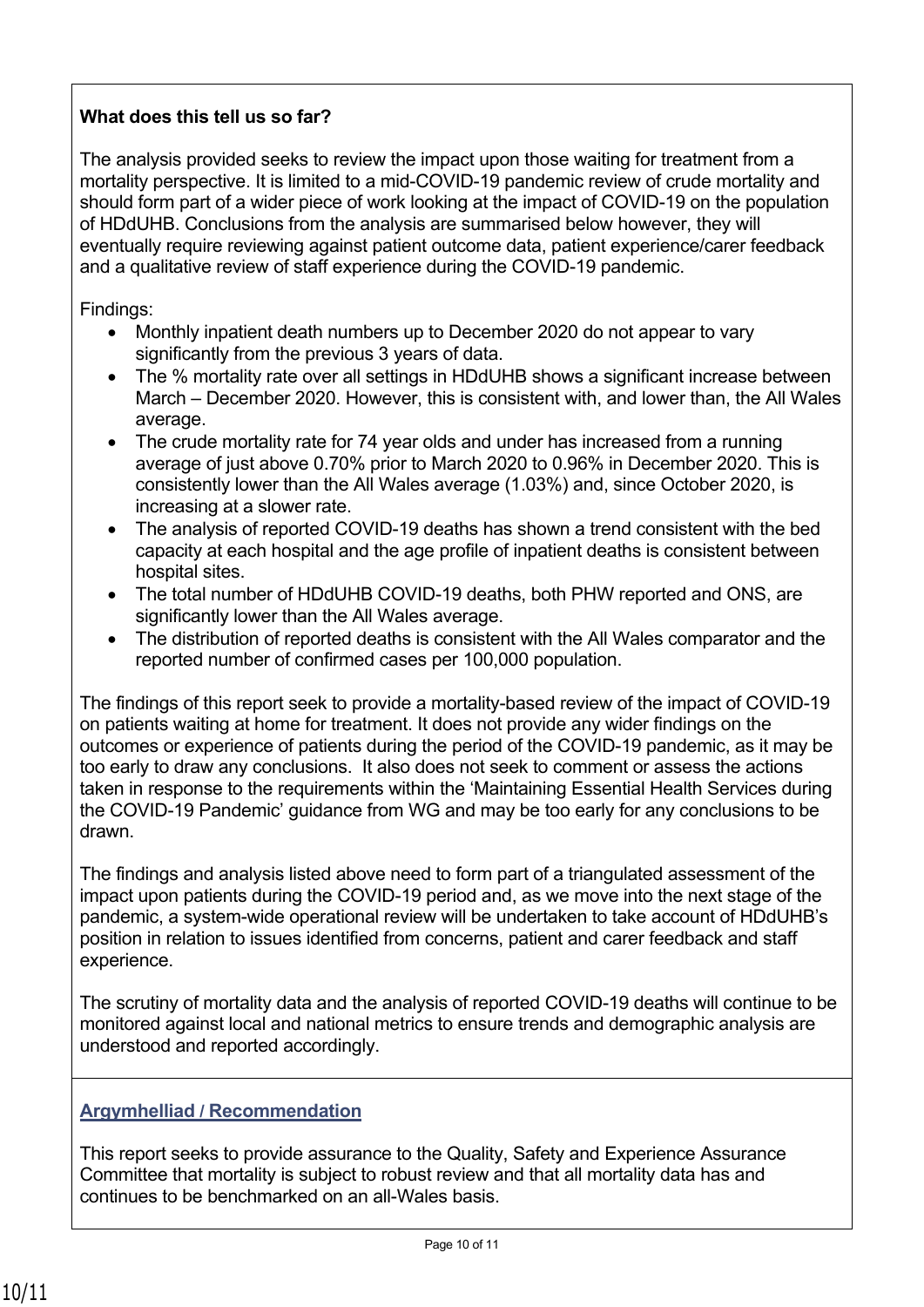**What does this tell us so far?**

The analysis provided seeks to review the impact upon those waiting for treatment from a mortality perspective. It is limited to a mid-COVID-19 pandemic review of crude mortality and should form part of a wider piece of work looking at the impact of COVID-19 on the population of HDdUHB. Conclusions from the analysis are summarised below however, they will eventually require reviewing against patient outcome data, patient experience/carer feedback and a qualitative review of staff experience during the COVID-19 pandemic.

Findings:

- Monthly inpatient death numbers up to December 2020 do not appear to vary significantly from the previous 3 years of data.
- The % mortality rate over all settings in HDdUHB shows a significant increase between March – December 2020. However, this is consistent with, and lower than, the All Wales average.
- The crude mortality rate for 74 year olds and under has increased from a running average of just above 0.70% prior to March 2020 to 0.96% in December 2020. This is consistently lower than the All Wales average (1.03%) and, since October 2020, is increasing at a slower rate.
- The analysis of reported COVID-19 deaths has shown a trend consistent with the bed capacity at each hospital and the age profile of inpatient deaths is consistent between hospital sites.
- The total number of HDdUHB COVID-19 deaths, both PHW reported and ONS, are significantly lower than the All Wales average.
- The distribution of reported deaths is consistent with the All Wales comparator and the reported number of confirmed cases per 100,000 population.

The findings of this report seek to provide a mortality-based review of the impact of COVID-19 on patients waiting at home for treatment. It does not provide any wider findings on the outcomes or experience of patients during the period of the COVID-19 pandemic, as it may be too early to draw any conclusions. It also does not seek to comment or assess the actions taken in response to the requirements within the 'Maintaining Essential Health Services during the COVID-19 Pandemic' guidance from WG and may be too early for any conclusions to be drawn.

The findings and analysis listed above need to form part of a triangulated assessment of the impact upon patients during the COVID-19 period and, as we move into the next stage of the pandemic, a system-wide operational review will be undertaken to take account of HDdUHB's position in relation to issues identified from concerns, patient and carer feedback and staff experience.

The scrutiny of mortality data and the analysis of reported COVID-19 deaths will continue to be monitored against local and national metrics to ensure trends and demographic analysis are understood and reported accordingly.

**Argymhelliad / Recommendation**

This report seeks to provide assurance to the Quality, Safety and Experience Assurance Committee that mortality is subject to robust review and that all mortality data has and continues to be benchmarked on an all-Wales basis.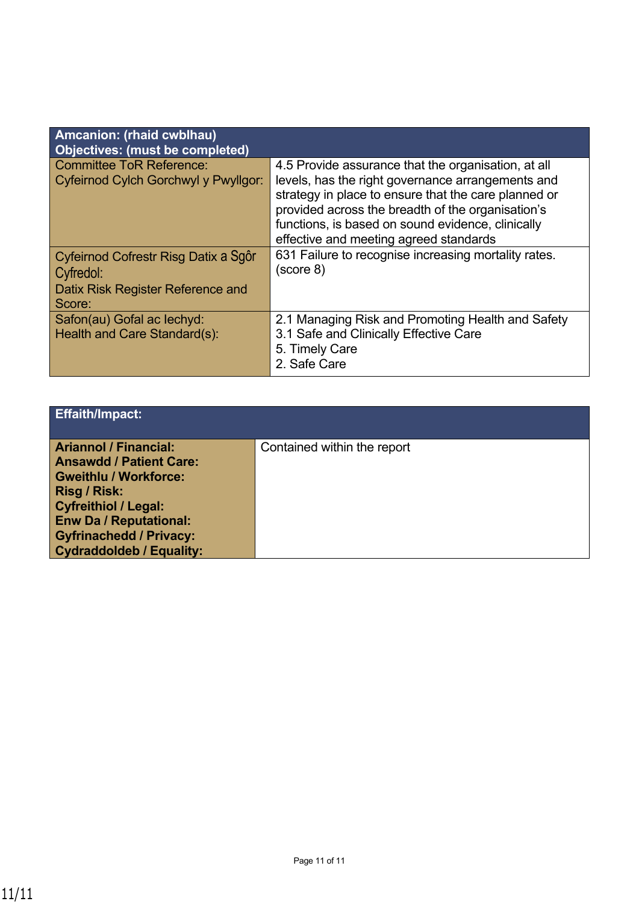| Amcanion: (rhaid cwblhau)<br>Objectives: (must be completed) | |
|---|---|
| Committee ToR Reference:<br>Cyfeirnod Cylch Gorchwyl y Pwyllgor: | 4.5 Provide assurance that the organisation, at all levels, has the right governance arrangements and strategy in place to ensure that the care planned or provided across the breadth of the organisation's functions, is based on sound evidence, clinically effective and meeting agreed standards |
| Cyfeirnod Cofrestr Risg Datix a Sgôr Cyfredol:<br>Datix Risk Register Reference and Score: | 631 Failure to recognise increasing mortality rates. (score 8) |
| Safon(au) Gofal ac Iechyd:<br>Health and Care Standard(s): | 2.1 Managing Risk and Promoting Health and Safety<br>3.1 Safe and Clinically Effective Care<br>5. Timely Care<br>2. Safe Care |

| Effaith/Impact: | |
|---|---|
| **Ariannol / Financial:**<br>**Ansawdd / Patient Care:**<br>**Gweithlu / Workforce:**<br>**Risg / Risk:**<br>**Cyfreithiol / Legal:**<br>**Enw Da / Reputational:**<br>**Gyfrinachedd / Privacy:**<br>**Cydraddoldeb / Equality:** | Contained within the report |